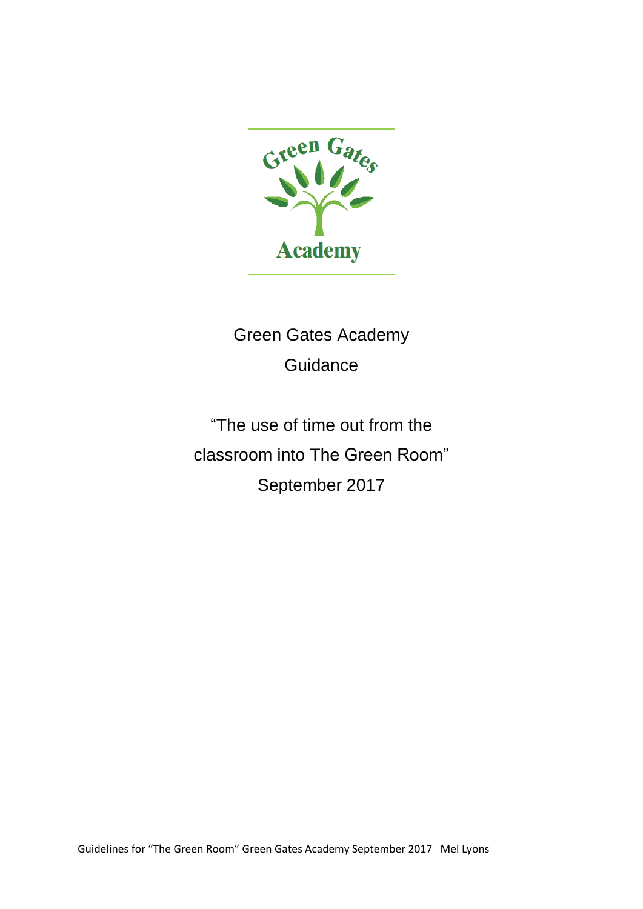Green Gates Academy

Guidance

"The use of time out from the classroom into The Green Room"

September 2017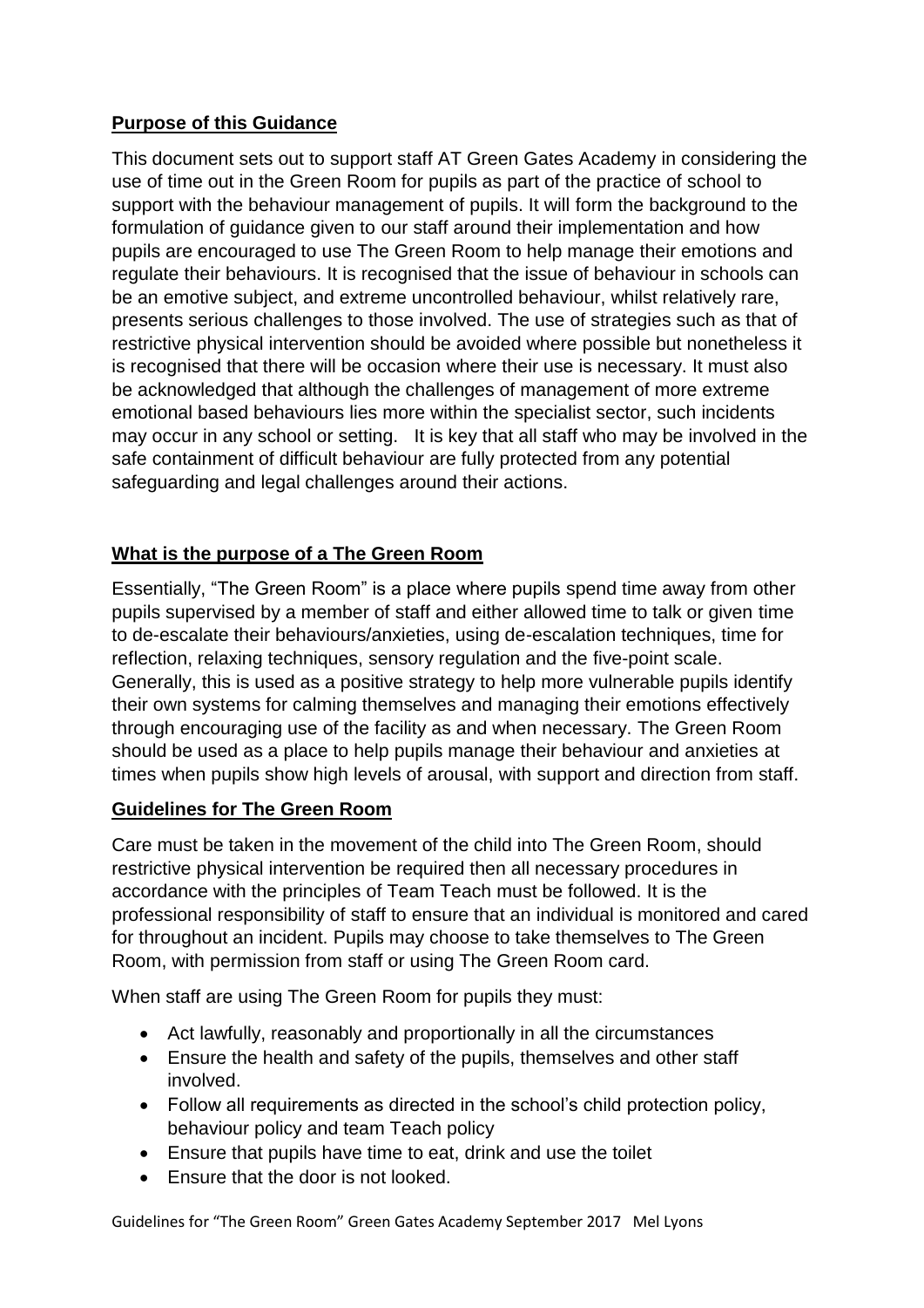## Purpose of this Guidance

This document sets out to support staff AT Green Gates Academy in considering the use of time out in the Green Room for pupils as part of the practice of school to support with the behaviour management of pupils. It will form the background to the formulation of guidance given to our staff around their implementation and how pupils are encouraged to use The Green Room to help manage their emotions and regulate their behaviours. It is recognised that the issue of behaviour in schools can be an emotive subject, and extreme uncontrolled behaviour, whilst relatively rare, presents serious challenges to those involved. The use of strategies such as that of restrictive physical intervention should be avoided where possible but nonetheless it is recognised that there will be occasion where their use is necessary. It must also be acknowledged that although the challenges of management of more extreme emotional based behaviours lies more within the specialist sector, such incidents may occur in any school or setting. It is key that all staff who may be involved in the safe containment of difficult behaviour are fully protected from any potential safeguarding and legal challenges around their actions.

## What is the purpose of a The Green Room

Essentially, "The Green Room" is a place where pupils spend time away from other pupils supervised by a member of staff and either allowed time to talk or given time to de-escalate their behaviours/anxieties, using de-escalation techniques, time for reflection, relaxing techniques, sensory regulation and the five-point scale. Generally, this is used as a positive strategy to help more vulnerable pupils identify their own systems for calming themselves and managing their emotions effectively through encouraging use of the facility as and when necessary. The Green Room should be used as a place to help pupils manage their behaviour and anxieties at times when pupils show high levels of arousal, with support and direction from staff.

## Guidelines for The Green Room

Care must be taken in the movement of the child into The Green Room, should restrictive physical intervention be required then all necessary procedures in accordance with the principles of Team Teach must be followed. It is the professional responsibility of staff to ensure that an individual is monitored and cared for throughout an incident. Pupils may choose to take themselves to The Green Room, with permission from staff or using The Green Room card.

When staff are using The Green Room for pupils they must:

- Act lawfully, reasonably and proportionally in all the circumstances
- Ensure the health and safety of the pupils, themselves and other staff involved.
- Follow all requirements as directed in the school's child protection policy, behaviour policy and team Teach policy
- Ensure that pupils have time to eat, drink and use the toilet
- Ensure that the door is not looked.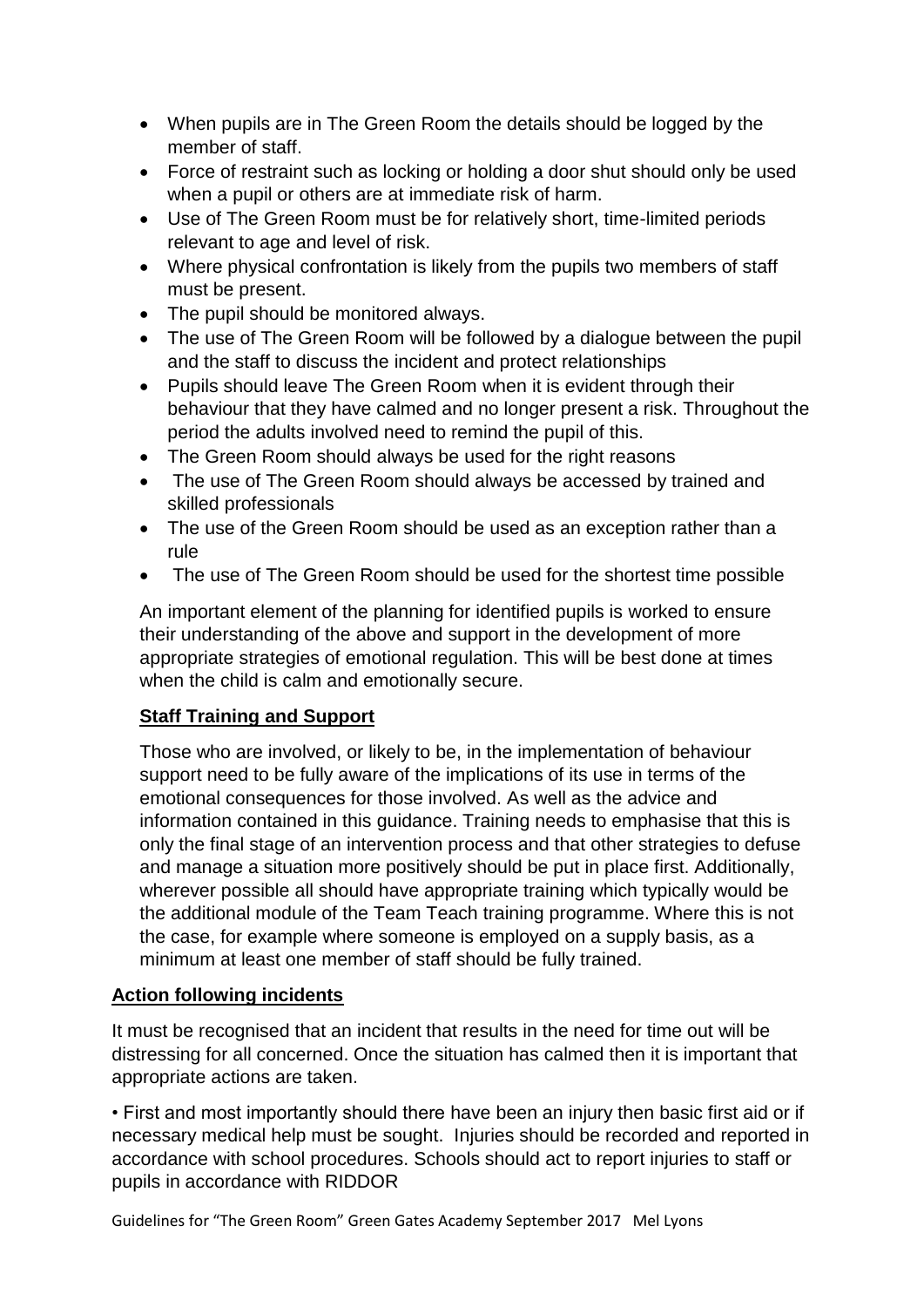- When pupils are in The Green Room the details should be logged by the member of staff.
- Force of restraint such as locking or holding a door shut should only be used when a pupil or others are at immediate risk of harm.
- Use of The Green Room must be for relatively short, time-limited periods relevant to age and level of risk.
- Where physical confrontation is likely from the pupils two members of staff must be present.
- The pupil should be monitored always.
- The use of The Green Room will be followed by a dialogue between the pupil and the staff to discuss the incident and protect relationships
- Pupils should leave The Green Room when it is evident through their behaviour that they have calmed and no longer present a risk. Throughout the period the adults involved need to remind the pupil of this.
- The Green Room should always be used for the right reasons
- The use of The Green Room should always be accessed by trained and skilled professionals
- The use of the Green Room should be used as an exception rather than a rule
- The use of The Green Room should be used for the shortest time possible

An important element of the planning for identified pupils is worked to ensure their understanding of the above and support in the development of more appropriate strategies of emotional regulation. This will be best done at times when the child is calm and emotionally secure.

**Staff Training and Support**

Those who are involved, or likely to be, in the implementation of behaviour support need to be fully aware of the implications of its use in terms of the emotional consequences for those involved. As well as the advice and information contained in this guidance. Training needs to emphasise that this is only the final stage of an intervention process and that other strategies to defuse and manage a situation more positively should be put in place first. Additionally, wherever possible all should have appropriate training which typically would be the additional module of the Team Teach training programme. Where this is not the case, for example where someone is employed on a supply basis, as a minimum at least one member of staff should be fully trained.

**Action following incidents**

It must be recognised that an incident that results in the need for time out will be distressing for all concerned. Once the situation has calmed then it is important that appropriate actions are taken.

- First and most importantly should there have been an injury then basic first aid or if necessary medical help must be sought. Injuries should be recorded and reported in accordance with school procedures. Schools should act to report injuries to staff or pupils in accordance with RIDDOR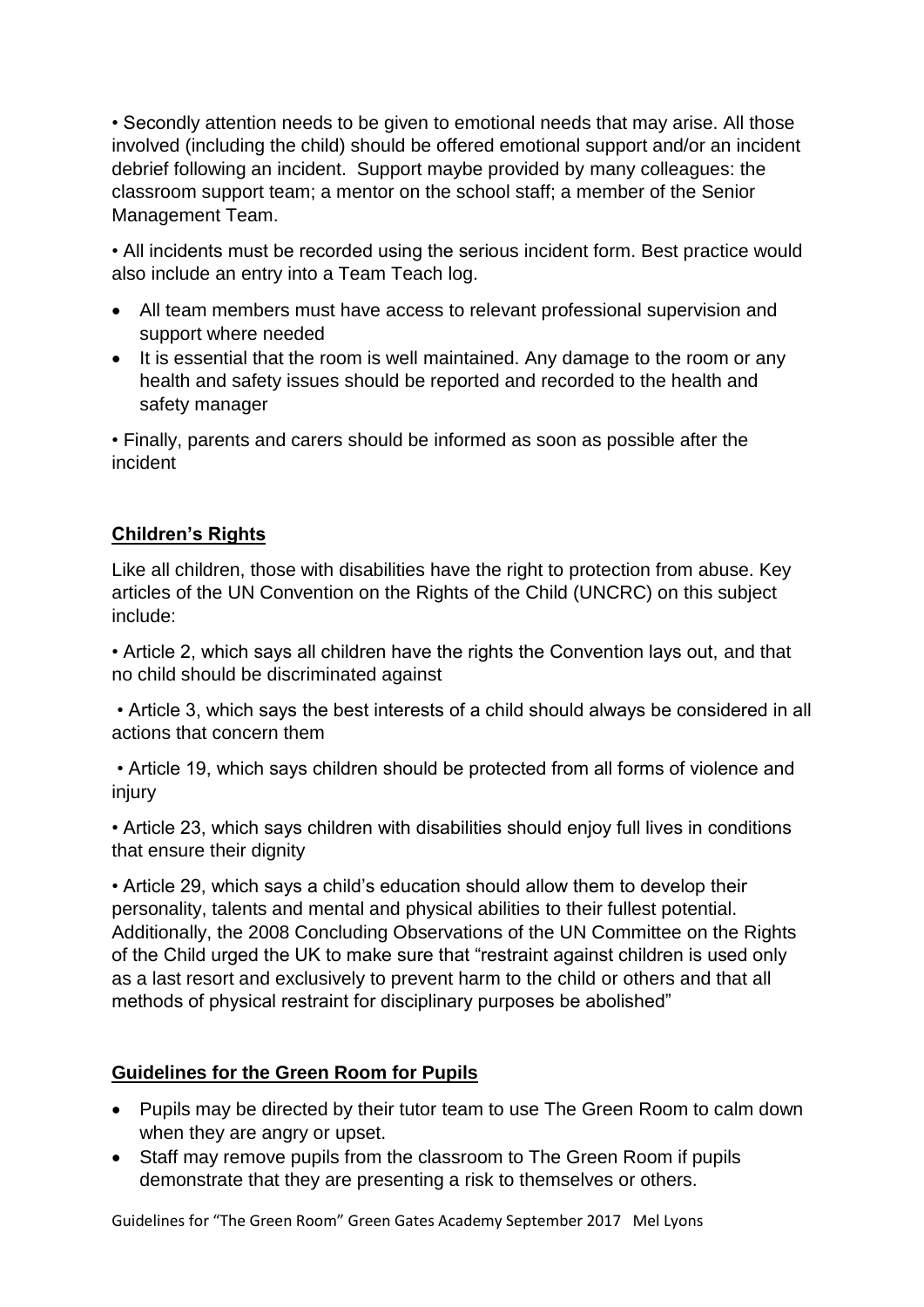• Secondly attention needs to be given to emotional needs that may arise. All those involved (including the child) should be offered emotional support and/or an incident debrief following an incident. Support maybe provided by many colleagues: the classroom support team; a mentor on the school staff; a member of the Senior Management Team.

• All incidents must be recorded using the serious incident form. Best practice would also include an entry into a Team Teach log.

- All team members must have access to relevant professional supervision and support where needed
- It is essential that the room is well maintained. Any damage to the room or any health and safety issues should be reported and recorded to the health and safety manager

• Finally, parents and carers should be informed as soon as possible after the incident

## Children's Rights

Like all children, those with disabilities have the right to protection from abuse. Key articles of the UN Convention on the Rights of the Child (UNCRC) on this subject include:

• Article 2, which says all children have the rights the Convention lays out, and that no child should be discriminated against

• Article 3, which says the best interests of a child should always be considered in all actions that concern them

• Article 19, which says children should be protected from all forms of violence and injury

• Article 23, which says children with disabilities should enjoy full lives in conditions that ensure their dignity

• Article 29, which says a child's education should allow them to develop their personality, talents and mental and physical abilities to their fullest potential. Additionally, the 2008 Concluding Observations of the UN Committee on the Rights of the Child urged the UK to make sure that "restraint against children is used only as a last resort and exclusively to prevent harm to the child or others and that all methods of physical restraint for disciplinary purposes be abolished"

## Guidelines for the Green Room for Pupils

- Pupils may be directed by their tutor team to use The Green Room to calm down when they are angry or upset.
- Staff may remove pupils from the classroom to The Green Room if pupils demonstrate that they are presenting a risk to themselves or others.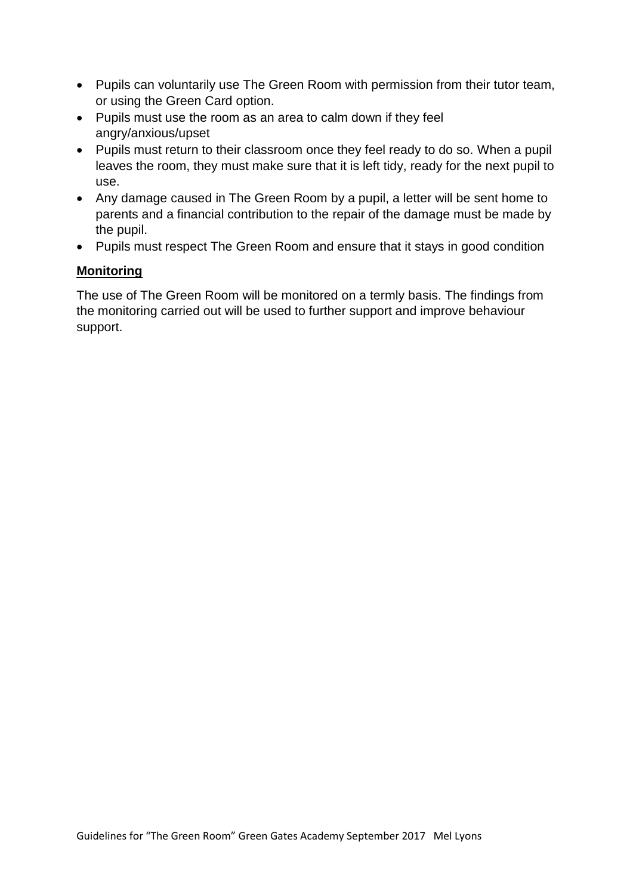- Pupils can voluntarily use The Green Room with permission from their tutor team, or using the Green Card option.
- Pupils must use the room as an area to calm down if they feel angry/anxious/upset
- Pupils must return to their classroom once they feel ready to do so. When a pupil leaves the room, they must make sure that it is left tidy, ready for the next pupil to use.
- Any damage caused in The Green Room by a pupil, a letter will be sent home to parents and a financial contribution to the repair of the damage must be made by the pupil.
- Pupils must respect The Green Room and ensure that it stays in good condition

**Monitoring**

The use of The Green Room will be monitored on a termly basis. The findings from the monitoring carried out will be used to further support and improve behaviour support.